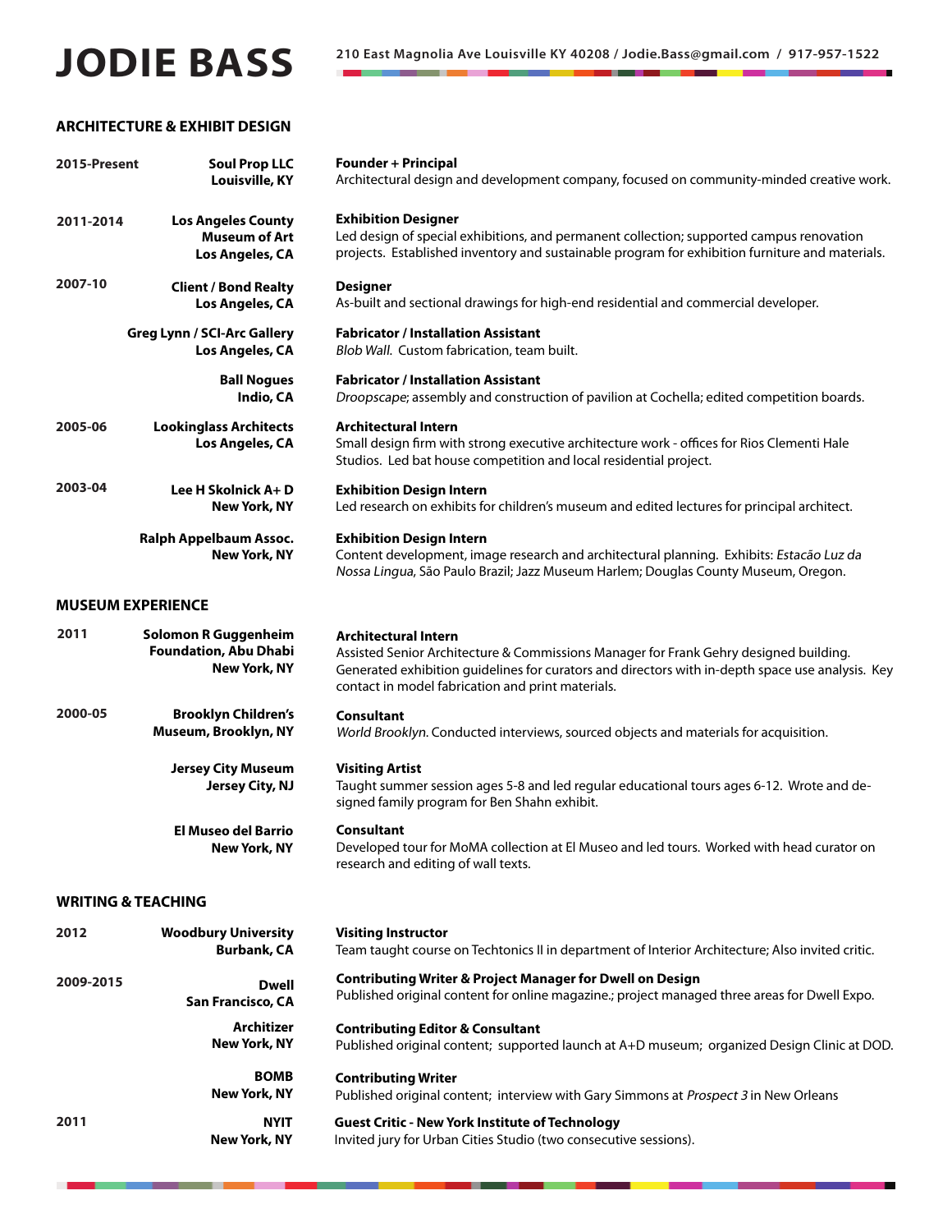# JODIE BASS

210 East Magnolia Ave Louisville KY 40208 / Jodie.Bass@gmail.com / 917-957-1522

## ARCHITECTURE & EXHIBIT DESIGN

**2015-Present** — **Soul Prop LLC, Louisville, KY**
**Founder + Principal**
Architectural design and development company, focused on community-minded creative work.

**2011-2014** — **Los Angeles County Museum of Art, Los Angeles, CA**
**Exhibition Designer**
Led design of special exhibitions, and permanent collection; supported campus renovation projects. Established inventory and sustainable program for exhibition furniture and materials.

**2007-10** — **Client / Bond Realty, Los Angeles, CA**
**Designer**
As-built and sectional drawings for high-end residential and commercial developer.

**Greg Lynn / SCI-Arc Gallery, Los Angeles, CA**
**Fabricator / Installation Assistant**
*Blob Wall.* Custom fabrication, team built.

**Ball Nogues, Indio, CA**
**Fabricator / Installation Assistant**
*Droopscape*; assembly and construction of pavilion at Cochella; edited competition boards.

**2005-06** — **Lookinglass Architects, Los Angeles, CA**
**Architectural Intern**
Small design firm with strong executive architecture work - offices for Rios Clementi Hale Studios. Led bat house competition and local residential project.

**2003-04** — **Lee H Skolnick A+ D, New York, NY**
**Exhibition Design Intern**
Led research on exhibits for children's museum and edited lectures for principal architect.

**Ralph Appelbaum Assoc., New York, NY**
**Exhibition Design Intern**
Content development, image research and architectural planning. Exhibits: *Estacão Luz da Nossa Lingua*, São Paulo Brazil; Jazz Museum Harlem; Douglas County Museum, Oregon.

## MUSEUM EXPERIENCE

**2011** — **Solomon R Guggenheim Foundation, Abu Dhabi, New York, NY**
**Architectural Intern**
Assisted Senior Architecture & Commissions Manager for Frank Gehry designed building. Generated exhibition guidelines for curators and directors with in-depth space use analysis. Key contact in model fabrication and print materials.

**2000-05** — **Brooklyn Children's Museum, Brooklyn, NY**
**Consultant**
*World Brooklyn.* Conducted interviews, sourced objects and materials for acquisition.

**Jersey City Museum, Jersey City, NJ**
**Visiting Artist**
Taught summer session ages 5-8 and led regular educational tours ages 6-12. Wrote and designed family program for Ben Shahn exhibit.

**El Museo del Barrio, New York, NY**
**Consultant**
Developed tour for MoMA collection at El Museo and led tours. Worked with head curator on research and editing of wall texts.

## WRITING & TEACHING

**2012** — **Woodbury University, Burbank, CA**
**Visiting Instructor**
Team taught course on Techtonics II in department of Interior Architecture; Also invited critic.

**2009-2015** — **Dwell, San Francisco, CA**
**Contributing Writer & Project Manager for Dwell on Design**
Published original content for online magazine.; project managed three areas for Dwell Expo.

**Architizer, New York, NY**
**Contributing Editor & Consultant**
Published original content; supported launch at A+D museum; organized Design Clinic at DOD.

**BOMB, New York, NY**
**Contributing Writer**
Published original content; interview with Gary Simmons at *Prospect 3* in New Orleans

**2011** — **NYIT, New York, NY**
**Guest Critic - New York Institute of Technology**
Invited jury for Urban Cities Studio (two consecutive sessions).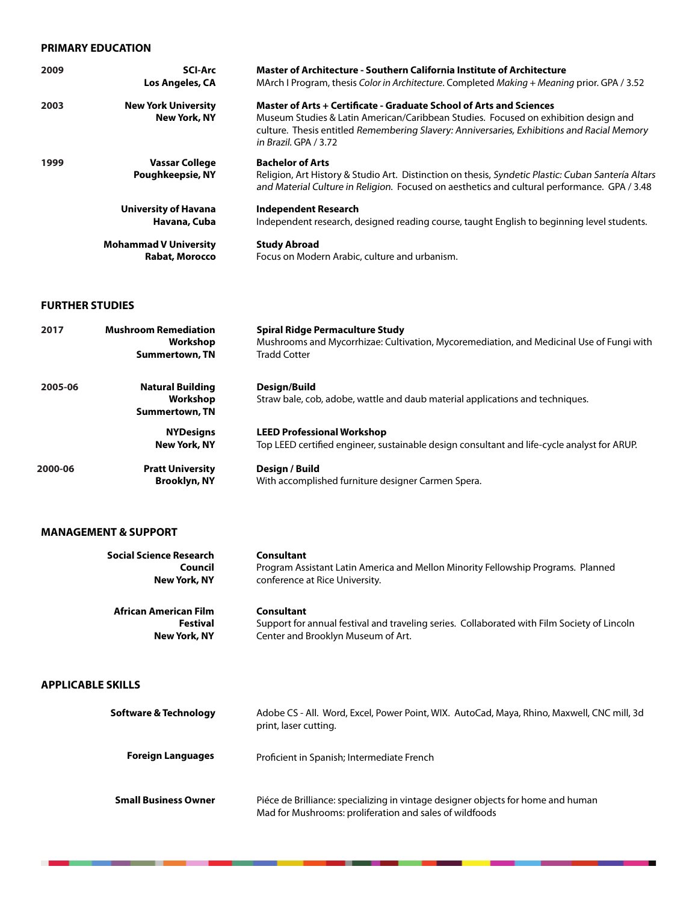## PRIMARY EDUCATION

| | | |
|---|---|---|
| **2009** | **SCI-Arc**<br>**Los Angeles, CA** | **Master of Architecture - Southern California Institute of Architecture**<br>MArch I Program, thesis *Color in Architecture*. Completed *Making + Meaning* prior. GPA / 3.52 |
| **2003** | **New York University**<br>**New York, NY** | **Master of Arts + Certificate - Graduate School of Arts and Sciences**<br>Museum Studies & Latin American/Caribbean Studies. Focused on exhibition design and culture. Thesis entitled *Remembering Slavery: Anniversaries, Exhibitions and Racial Memory in Brazil*. GPA / 3.72 |
| **1999** | **Vassar College**<br>**Poughkeepsie, NY** | **Bachelor of Arts**<br>Religion, Art History & Studio Art. Distinction on thesis, *Syndetic Plastic: Cuban Santería Altars and Material Culture in Religion.* Focused on aesthetics and cultural performance. GPA / 3.48 |
| | **University of Havana**<br>**Havana, Cuba** | **Independent Research**<br>Independent research, designed reading course, taught English to beginning level students. |
| | **Mohammad V University**<br>**Rabat, Morocco** | **Study Abroad**<br>Focus on Modern Arabic, culture and urbanism. |

## FURTHER STUDIES

| | | |
|---|---|---|
| **2017** | **Mushroom Remediation Workshop**<br>**Summertown, TN** | **Spiral Ridge Permaculture Study**<br>Mushrooms and Mycorrhizae: Cultivation, Mycoremediation, and Medicinal Use of Fungi with Tradd Cotter |
| **2005-06** | **Natural Building Workshop**<br>**Summertown, TN** | **Design/Build**<br>Straw bale, cob, adobe, wattle and daub material applications and techniques. |
| | **NYDesigns**<br>**New York, NY** | **LEED Professional Workshop**<br>Top LEED certified engineer, sustainable design consultant and life-cycle analyst for ARUP. |
| **2000-06** | **Pratt University**<br>**Brooklyn, NY** | **Design / Build**<br>With accomplished furniture designer Carmen Spera. |

## MANAGEMENT & SUPPORT

| | |
|---|---|
| **Social Science Research Council**<br>**New York, NY** | **Consultant**<br>Program Assistant Latin America and Mellon Minority Fellowship Programs. Planned conference at Rice University. |
| **African American Film Festival**<br>**New York, NY** | **Consultant**<br>Support for annual festival and traveling series. Collaborated with Film Society of Lincoln Center and Brooklyn Museum of Art. |

## APPLICABLE SKILLS

| | |
|---|---|
| **Software & Technology** | Adobe CS - All. Word, Excel, Power Point, WIX. AutoCad, Maya, Rhino, Maxwell, CNC mill, 3d print, laser cutting. |
| **Foreign Languages** | Proficient in Spanish; Intermediate French |
| **Small Business Owner** | Piéce de Brilliance: specializing in vintage designer objects for home and human<br>Mad for Mushrooms: proliferation and sales of wildfoods |